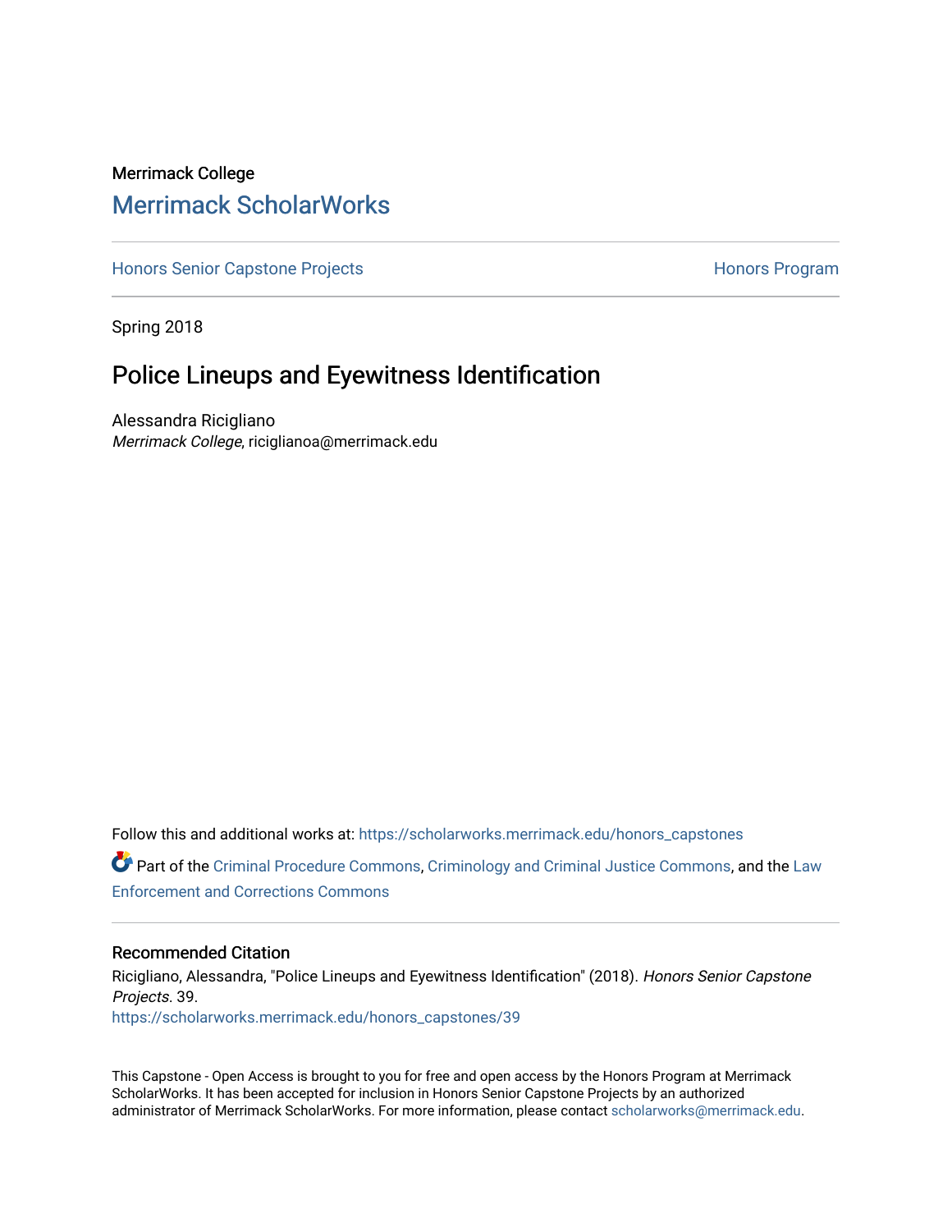Merrimack College

# Merrimack ScholarWorks

Honors Senior Capstone Projects | Honors Program

Spring 2018

## Police Lineups and Eyewitness Identification

Alessandra Ricigliano
*Merrimack College*, riciglianoa@merrimack.edu

Follow this and additional works at: https://scholarworks.merrimack.edu/honors_capstones

Part of the Criminal Procedure Commons, Criminology and Criminal Justice Commons, and the Law Enforcement and Corrections Commons

### Recommended Citation

Ricigliano, Alessandra, "Police Lineups and Eyewitness Identification" (2018). *Honors Senior Capstone Projects*. 39.
https://scholarworks.merrimack.edu/honors_capstones/39

This Capstone - Open Access is brought to you for free and open access by the Honors Program at Merrimack ScholarWorks. It has been accepted for inclusion in Honors Senior Capstone Projects by an authorized administrator of Merrimack ScholarWorks. For more information, please contact scholarworks@merrimack.edu.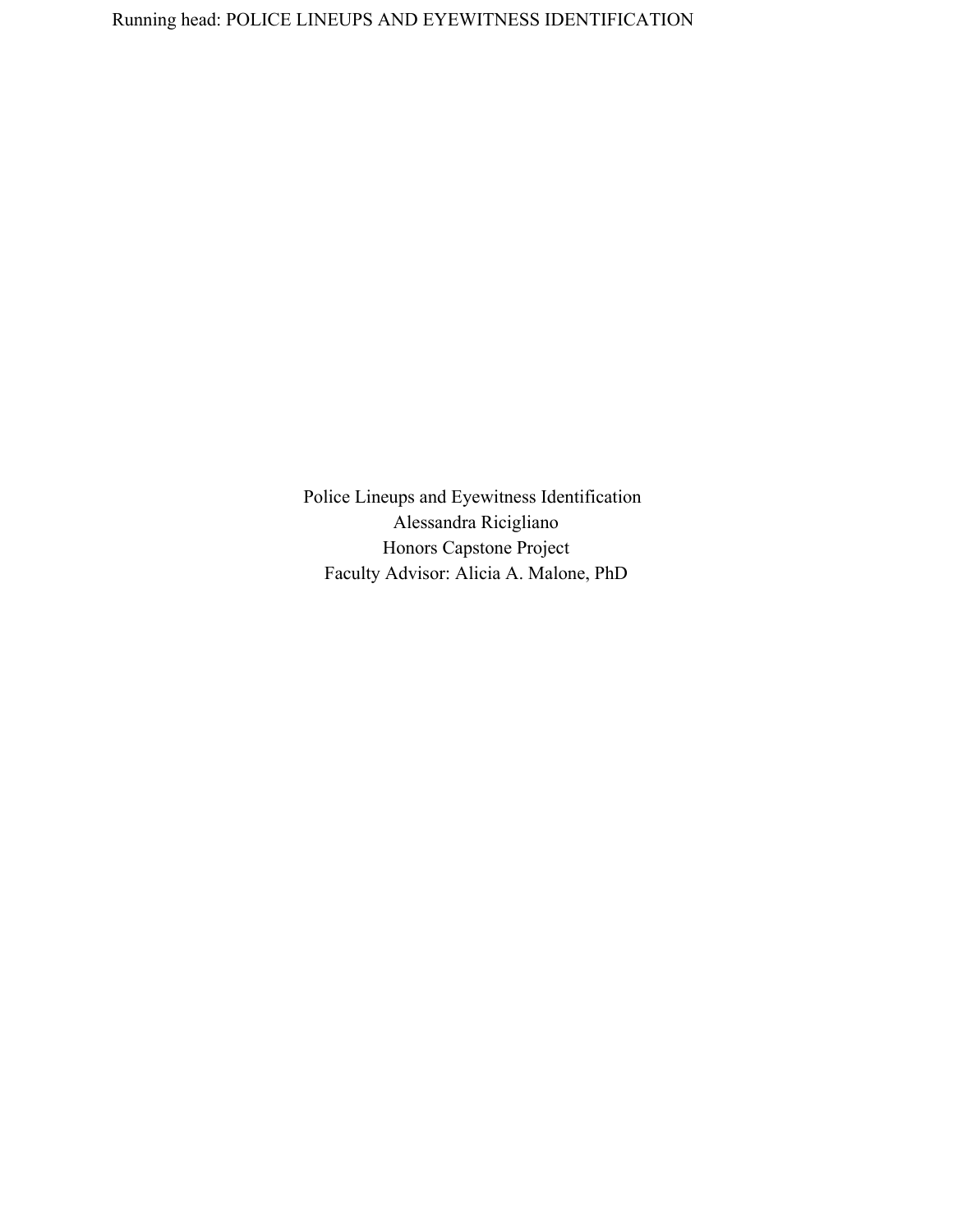Police Lineups and Eyewitness Identification

Alessandra Ricigliano

Honors Capstone Project

Faculty Advisor: Alicia A. Malone, PhD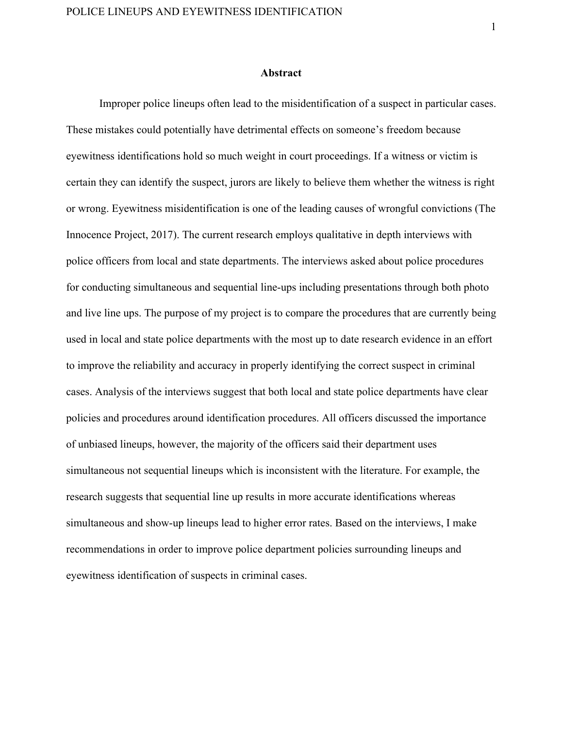## Abstract

Improper police lineups often lead to the misidentification of a suspect in particular cases. These mistakes could potentially have detrimental effects on someone's freedom because eyewitness identifications hold so much weight in court proceedings. If a witness or victim is certain they can identify the suspect, jurors are likely to believe them whether the witness is right or wrong. Eyewitness misidentification is one of the leading causes of wrongful convictions (The Innocence Project, 2017). The current research employs qualitative in depth interviews with police officers from local and state departments. The interviews asked about police procedures for conducting simultaneous and sequential line-ups including presentations through both photo and live line ups. The purpose of my project is to compare the procedures that are currently being used in local and state police departments with the most up to date research evidence in an effort to improve the reliability and accuracy in properly identifying the correct suspect in criminal cases. Analysis of the interviews suggest that both local and state police departments have clear policies and procedures around identification procedures. All officers discussed the importance of unbiased lineups, however, the majority of the officers said their department uses simultaneous not sequential lineups which is inconsistent with the literature. For example, the research suggests that sequential line up results in more accurate identifications whereas simultaneous and show-up lineups lead to higher error rates. Based on the interviews, I make recommendations in order to improve police department policies surrounding lineups and eyewitness identification of suspects in criminal cases.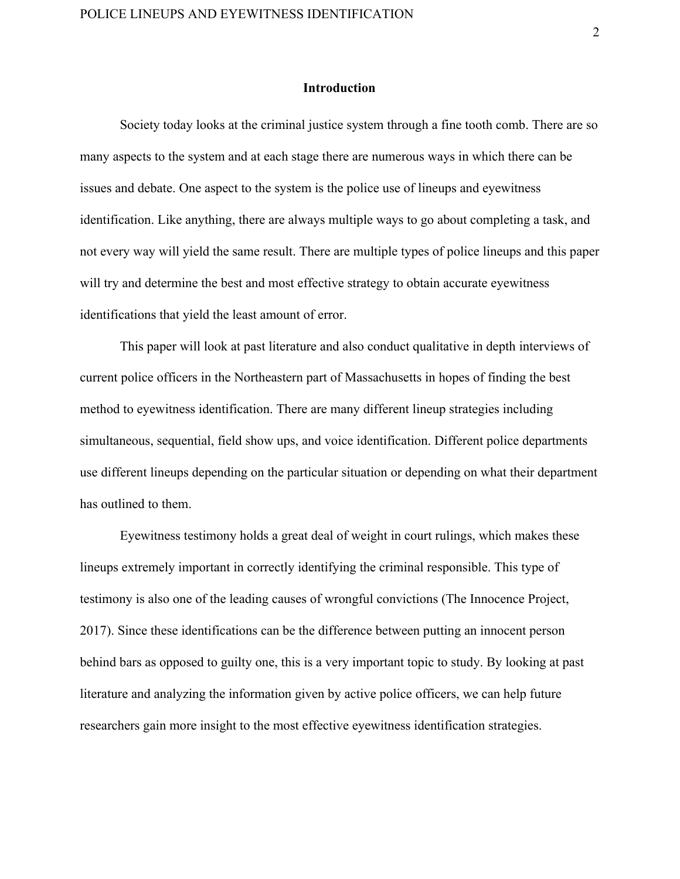## Introduction

Society today looks at the criminal justice system through a fine tooth comb. There are so many aspects to the system and at each stage there are numerous ways in which there can be issues and debate. One aspect to the system is the police use of lineups and eyewitness identification. Like anything, there are always multiple ways to go about completing a task, and not every way will yield the same result. There are multiple types of police lineups and this paper will try and determine the best and most effective strategy to obtain accurate eyewitness identifications that yield the least amount of error.

This paper will look at past literature and also conduct qualitative in depth interviews of current police officers in the Northeastern part of Massachusetts in hopes of finding the best method to eyewitness identification. There are many different lineup strategies including simultaneous, sequential, field show ups, and voice identification. Different police departments use different lineups depending on the particular situation or depending on what their department has outlined to them.

Eyewitness testimony holds a great deal of weight in court rulings, which makes these lineups extremely important in correctly identifying the criminal responsible. This type of testimony is also one of the leading causes of wrongful convictions (The Innocence Project, 2017). Since these identifications can be the difference between putting an innocent person behind bars as opposed to guilty one, this is a very important topic to study. By looking at past literature and analyzing the information given by active police officers, we can help future researchers gain more insight to the most effective eyewitness identification strategies.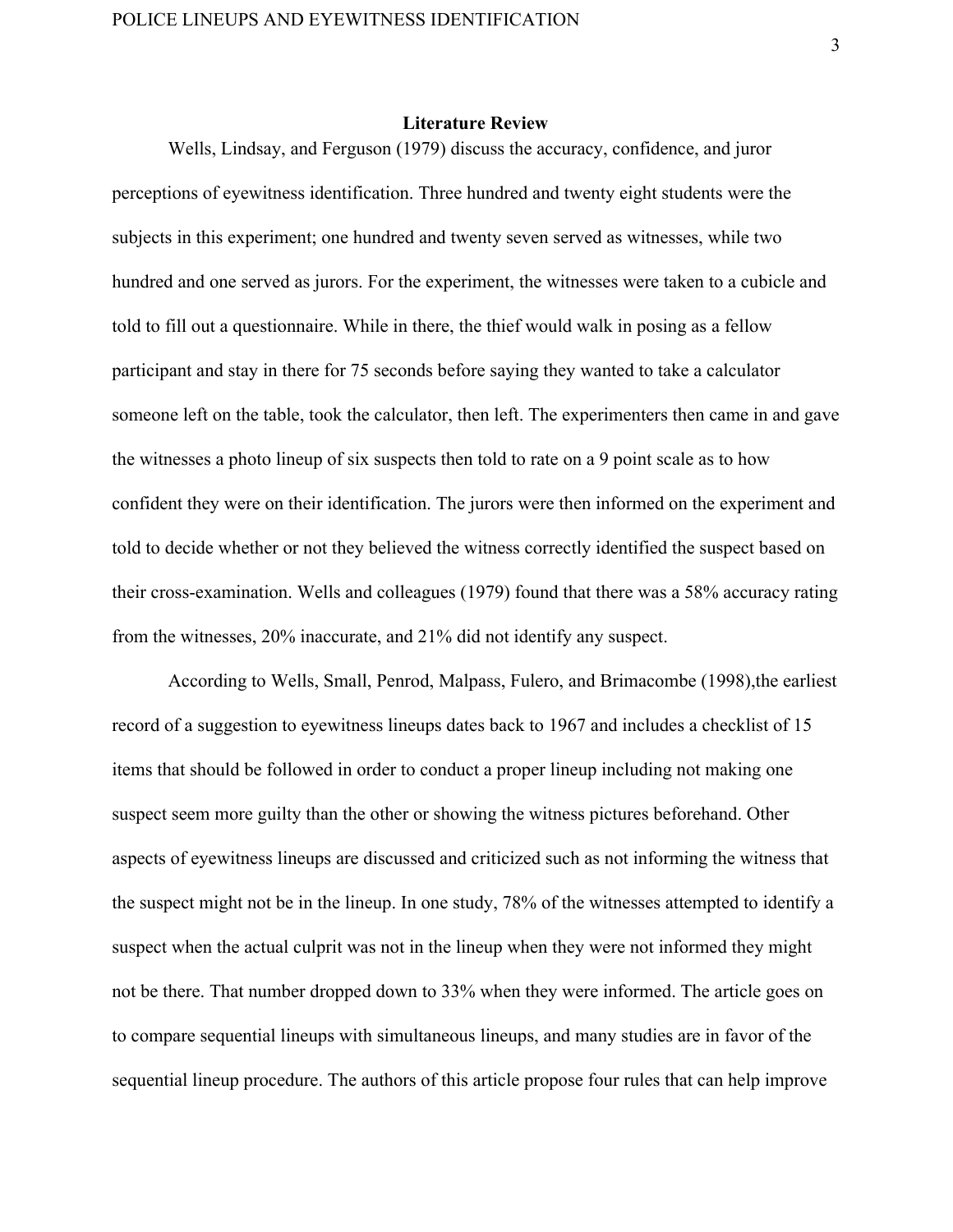## Literature Review

Wells, Lindsay, and Ferguson (1979) discuss the accuracy, confidence, and juror perceptions of eyewitness identification. Three hundred and twenty eight students were the subjects in this experiment; one hundred and twenty seven served as witnesses, while two hundred and one served as jurors. For the experiment, the witnesses were taken to a cubicle and told to fill out a questionnaire. While in there, the thief would walk in posing as a fellow participant and stay in there for 75 seconds before saying they wanted to take a calculator someone left on the table, took the calculator, then left. The experimenters then came in and gave the witnesses a photo lineup of six suspects then told to rate on a 9 point scale as to how confident they were on their identification. The jurors were then informed on the experiment and told to decide whether or not they believed the witness correctly identified the suspect based on their cross-examination. Wells and colleagues (1979) found that there was a 58% accuracy rating from the witnesses, 20% inaccurate, and 21% did not identify any suspect.

According to Wells, Small, Penrod, Malpass, Fulero, and Brimacombe (1998),the earliest record of a suggestion to eyewitness lineups dates back to 1967 and includes a checklist of 15 items that should be followed in order to conduct a proper lineup including not making one suspect seem more guilty than the other or showing the witness pictures beforehand. Other aspects of eyewitness lineups are discussed and criticized such as not informing the witness that the suspect might not be in the lineup. In one study, 78% of the witnesses attempted to identify a suspect when the actual culprit was not in the lineup when they were not informed they might not be there. That number dropped down to 33% when they were informed. The article goes on to compare sequential lineups with simultaneous lineups, and many studies are in favor of the sequential lineup procedure. The authors of this article propose four rules that can help improve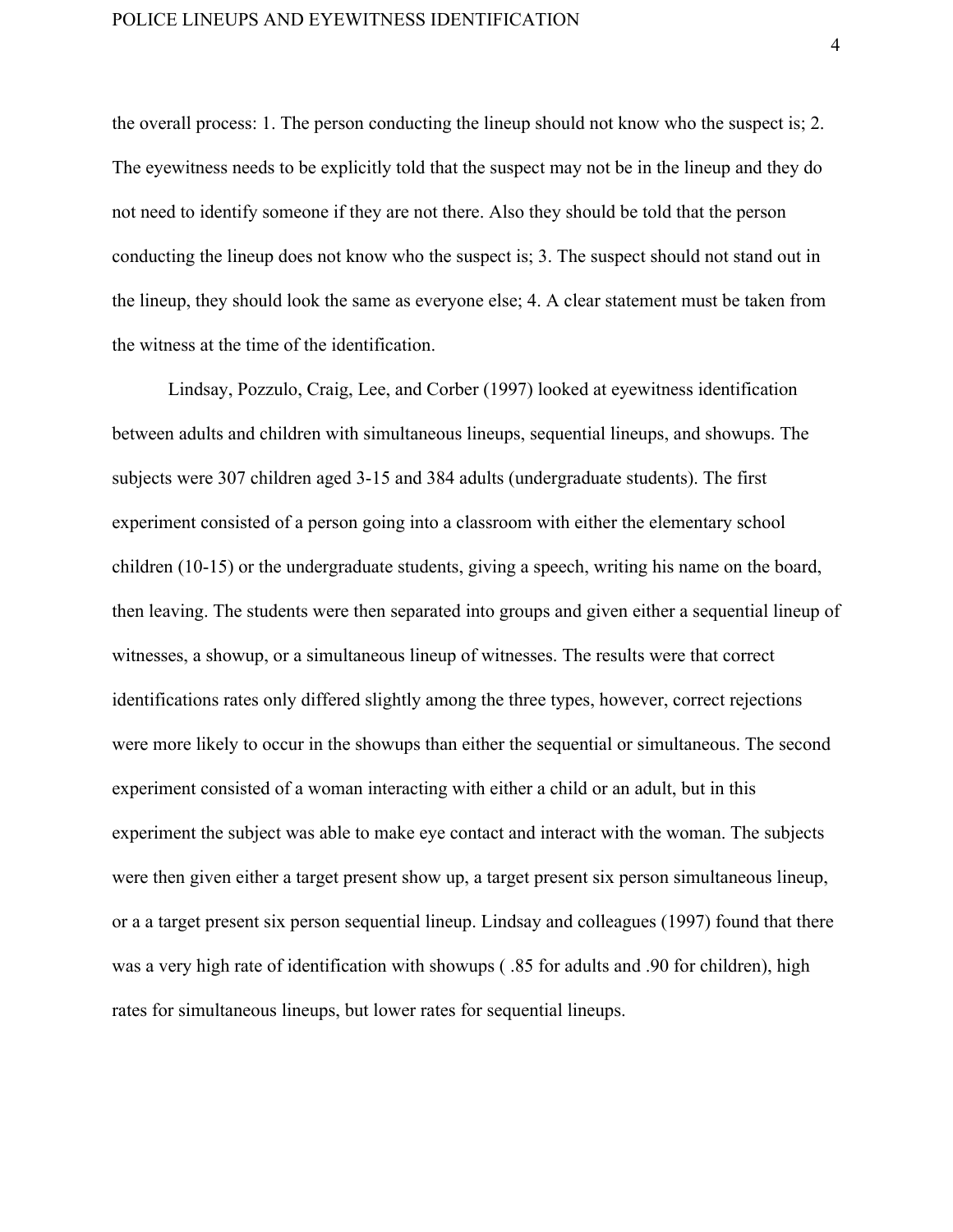the overall process: 1. The person conducting the lineup should not know who the suspect is; 2. The eyewitness needs to be explicitly told that the suspect may not be in the lineup and they do not need to identify someone if they are not there. Also they should be told that the person conducting the lineup does not know who the suspect is; 3. The suspect should not stand out in the lineup, they should look the same as everyone else; 4. A clear statement must be taken from the witness at the time of the identification.

Lindsay, Pozzulo, Craig, Lee, and Corber (1997) looked at eyewitness identification between adults and children with simultaneous lineups, sequential lineups, and showups. The subjects were 307 children aged 3-15 and 384 adults (undergraduate students). The first experiment consisted of a person going into a classroom with either the elementary school children (10-15) or the undergraduate students, giving a speech, writing his name on the board, then leaving. The students were then separated into groups and given either a sequential lineup of witnesses, a showup, or a simultaneous lineup of witnesses. The results were that correct identifications rates only differed slightly among the three types, however, correct rejections were more likely to occur in the showups than either the sequential or simultaneous. The second experiment consisted of a woman interacting with either a child or an adult, but in this experiment the subject was able to make eye contact and interact with the woman. The subjects were then given either a target present show up, a target present six person simultaneous lineup, or a a target present six person sequential lineup. Lindsay and colleagues (1997) found that there was a very high rate of identification with showups ( .85 for adults and .90 for children), high rates for simultaneous lineups, but lower rates for sequential lineups.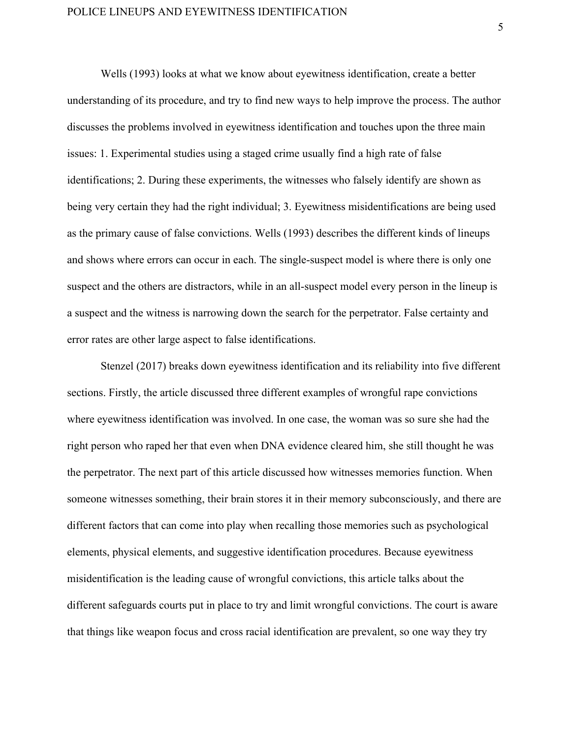Wells (1993) looks at what we know about eyewitness identification, create a better understanding of its procedure, and try to find new ways to help improve the process. The author discusses the problems involved in eyewitness identification and touches upon the three main issues: 1. Experimental studies using a staged crime usually find a high rate of false identifications; 2. During these experiments, the witnesses who falsely identify are shown as being very certain they had the right individual; 3. Eyewitness misidentifications are being used as the primary cause of false convictions. Wells (1993) describes the different kinds of lineups and shows where errors can occur in each. The single-suspect model is where there is only one suspect and the others are distractors, while in an all-suspect model every person in the lineup is a suspect and the witness is narrowing down the search for the perpetrator. False certainty and error rates are other large aspect to false identifications.

Stenzel (2017) breaks down eyewitness identification and its reliability into five different sections. Firstly, the article discussed three different examples of wrongful rape convictions where eyewitness identification was involved. In one case, the woman was so sure she had the right person who raped her that even when DNA evidence cleared him, she still thought he was the perpetrator. The next part of this article discussed how witnesses memories function. When someone witnesses something, their brain stores it in their memory subconsciously, and there are different factors that can come into play when recalling those memories such as psychological elements, physical elements, and suggestive identification procedures. Because eyewitness misidentification is the leading cause of wrongful convictions, this article talks about the different safeguards courts put in place to try and limit wrongful convictions. The court is aware that things like weapon focus and cross racial identification are prevalent, so one way they try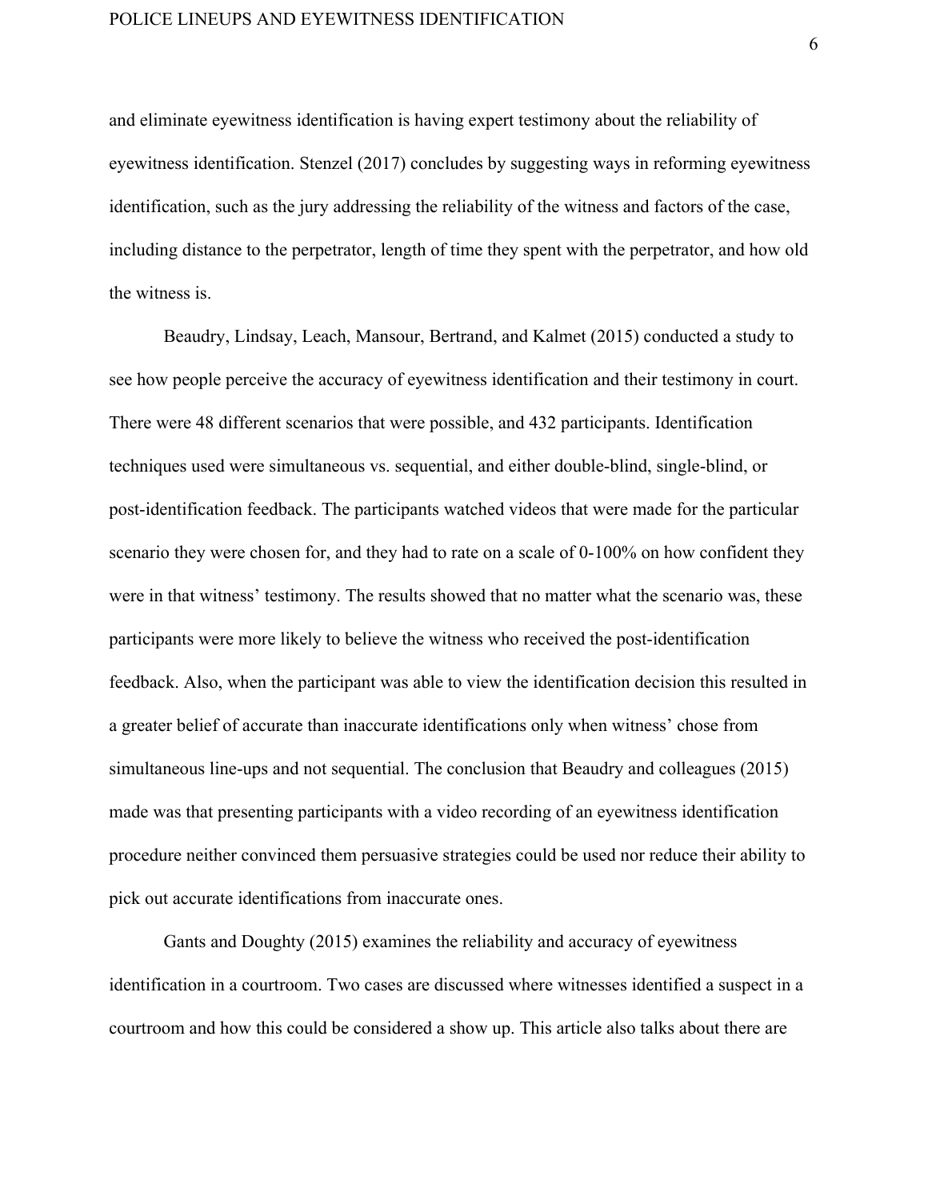and eliminate eyewitness identification is having expert testimony about the reliability of eyewitness identification. Stenzel (2017) concludes by suggesting ways in reforming eyewitness identification, such as the jury addressing the reliability of the witness and factors of the case, including distance to the perpetrator, length of time they spent with the perpetrator, and how old the witness is.

Beaudry, Lindsay, Leach, Mansour, Bertrand, and Kalmet (2015) conducted a study to see how people perceive the accuracy of eyewitness identification and their testimony in court. There were 48 different scenarios that were possible, and 432 participants. Identification techniques used were simultaneous vs. sequential, and either double-blind, single-blind, or post-identification feedback. The participants watched videos that were made for the particular scenario they were chosen for, and they had to rate on a scale of 0-100% on how confident they were in that witness' testimony. The results showed that no matter what the scenario was, these participants were more likely to believe the witness who received the post-identification feedback. Also, when the participant was able to view the identification decision this resulted in a greater belief of accurate than inaccurate identifications only when witness' chose from simultaneous line-ups and not sequential. The conclusion that Beaudry and colleagues (2015) made was that presenting participants with a video recording of an eyewitness identification procedure neither convinced them persuasive strategies could be used nor reduce their ability to pick out accurate identifications from inaccurate ones.

Gants and Doughty (2015) examines the reliability and accuracy of eyewitness identification in a courtroom. Two cases are discussed where witnesses identified a suspect in a courtroom and how this could be considered a show up. This article also talks about there are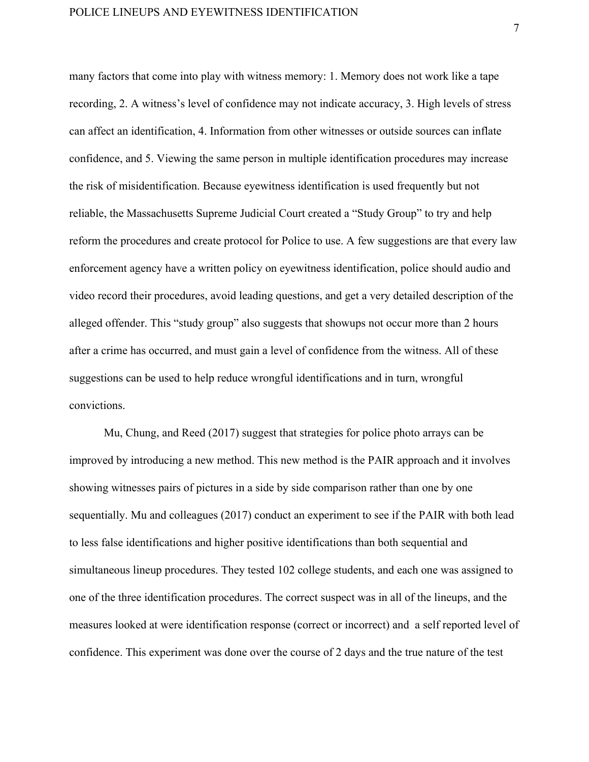many factors that come into play with witness memory: 1. Memory does not work like a tape recording, 2. A witness's level of confidence may not indicate accuracy, 3. High levels of stress can affect an identification, 4. Information from other witnesses or outside sources can inflate confidence, and 5. Viewing the same person in multiple identification procedures may increase the risk of misidentification. Because eyewitness identification is used frequently but not reliable, the Massachusetts Supreme Judicial Court created a "Study Group" to try and help reform the procedures and create protocol for Police to use. A few suggestions are that every law enforcement agency have a written policy on eyewitness identification, police should audio and video record their procedures, avoid leading questions, and get a very detailed description of the alleged offender. This "study group" also suggests that showups not occur more than 2 hours after a crime has occurred, and must gain a level of confidence from the witness. All of these suggestions can be used to help reduce wrongful identifications and in turn, wrongful convictions.

Mu, Chung, and Reed (2017) suggest that strategies for police photo arrays can be improved by introducing a new method. This new method is the PAIR approach and it involves showing witnesses pairs of pictures in a side by side comparison rather than one by one sequentially. Mu and colleagues (2017) conduct an experiment to see if the PAIR with both lead to less false identifications and higher positive identifications than both sequential and simultaneous lineup procedures. They tested 102 college students, and each one was assigned to one of the three identification procedures. The correct suspect was in all of the lineups, and the measures looked at were identification response (correct or incorrect) and a self reported level of confidence. This experiment was done over the course of 2 days and the true nature of the test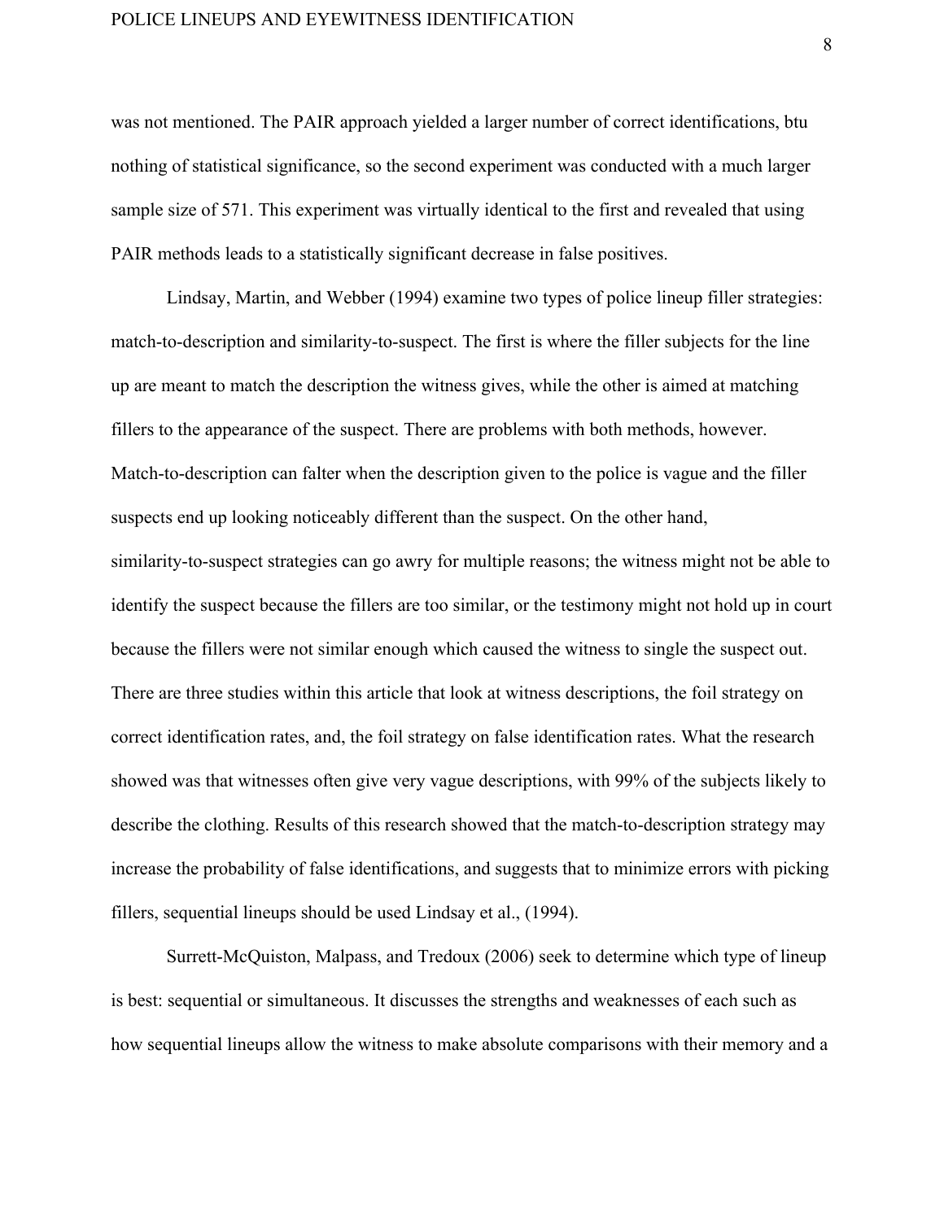was not mentioned. The PAIR approach yielded a larger number of correct identifications, btu nothing of statistical significance, so the second experiment was conducted with a much larger sample size of 571. This experiment was virtually identical to the first and revealed that using PAIR methods leads to a statistically significant decrease in false positives.

Lindsay, Martin, and Webber (1994) examine two types of police lineup filler strategies: match-to-description and similarity-to-suspect. The first is where the filler subjects for the line up are meant to match the description the witness gives, while the other is aimed at matching fillers to the appearance of the suspect. There are problems with both methods, however. Match-to-description can falter when the description given to the police is vague and the filler suspects end up looking noticeably different than the suspect. On the other hand, similarity-to-suspect strategies can go awry for multiple reasons; the witness might not be able to identify the suspect because the fillers are too similar, or the testimony might not hold up in court because the fillers were not similar enough which caused the witness to single the suspect out. There are three studies within this article that look at witness descriptions, the foil strategy on correct identification rates, and, the foil strategy on false identification rates. What the research showed was that witnesses often give very vague descriptions, with 99% of the subjects likely to describe the clothing. Results of this research showed that the match-to-description strategy may increase the probability of false identifications, and suggests that to minimize errors with picking fillers, sequential lineups should be used Lindsay et al., (1994).

Surrett-McQuiston, Malpass, and Tredoux (2006) seek to determine which type of lineup is best: sequential or simultaneous. It discusses the strengths and weaknesses of each such as how sequential lineups allow the witness to make absolute comparisons with their memory and a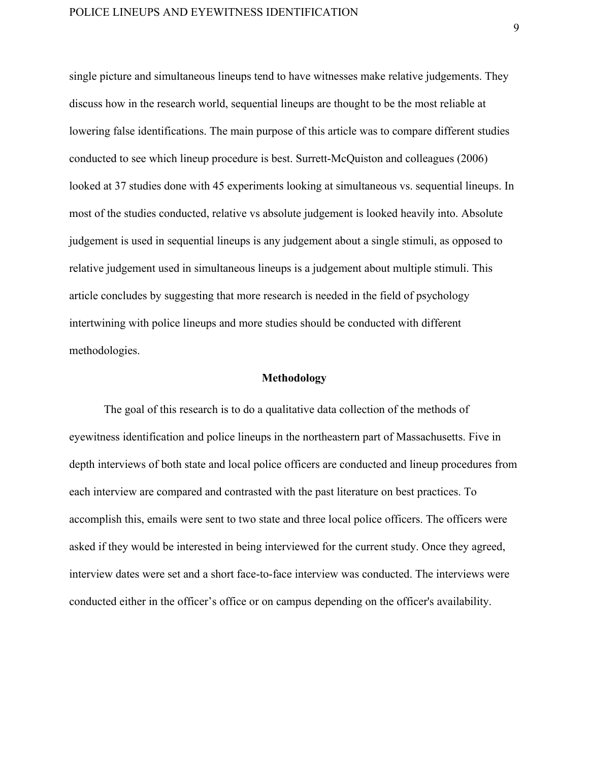single picture and simultaneous lineups tend to have witnesses make relative judgements. They discuss how in the research world, sequential lineups are thought to be the most reliable at lowering false identifications. The main purpose of this article was to compare different studies conducted to see which lineup procedure is best. Surrett-McQuiston and colleagues (2006) looked at 37 studies done with 45 experiments looking at simultaneous vs. sequential lineups. In most of the studies conducted, relative vs absolute judgement is looked heavily into. Absolute judgement is used in sequential lineups is any judgement about a single stimuli, as opposed to relative judgement used in simultaneous lineups is a judgement about multiple stimuli. This article concludes by suggesting that more research is needed in the field of psychology intertwining with police lineups and more studies should be conducted with different methodologies.

## Methodology

The goal of this research is to do a qualitative data collection of the methods of eyewitness identification and police lineups in the northeastern part of Massachusetts. Five in depth interviews of both state and local police officers are conducted and lineup procedures from each interview are compared and contrasted with the past literature on best practices. To accomplish this, emails were sent to two state and three local police officers. The officers were asked if they would be interested in being interviewed for the current study. Once they agreed, interview dates were set and a short face-to-face interview was conducted. The interviews were conducted either in the officer's office or on campus depending on the officer's availability.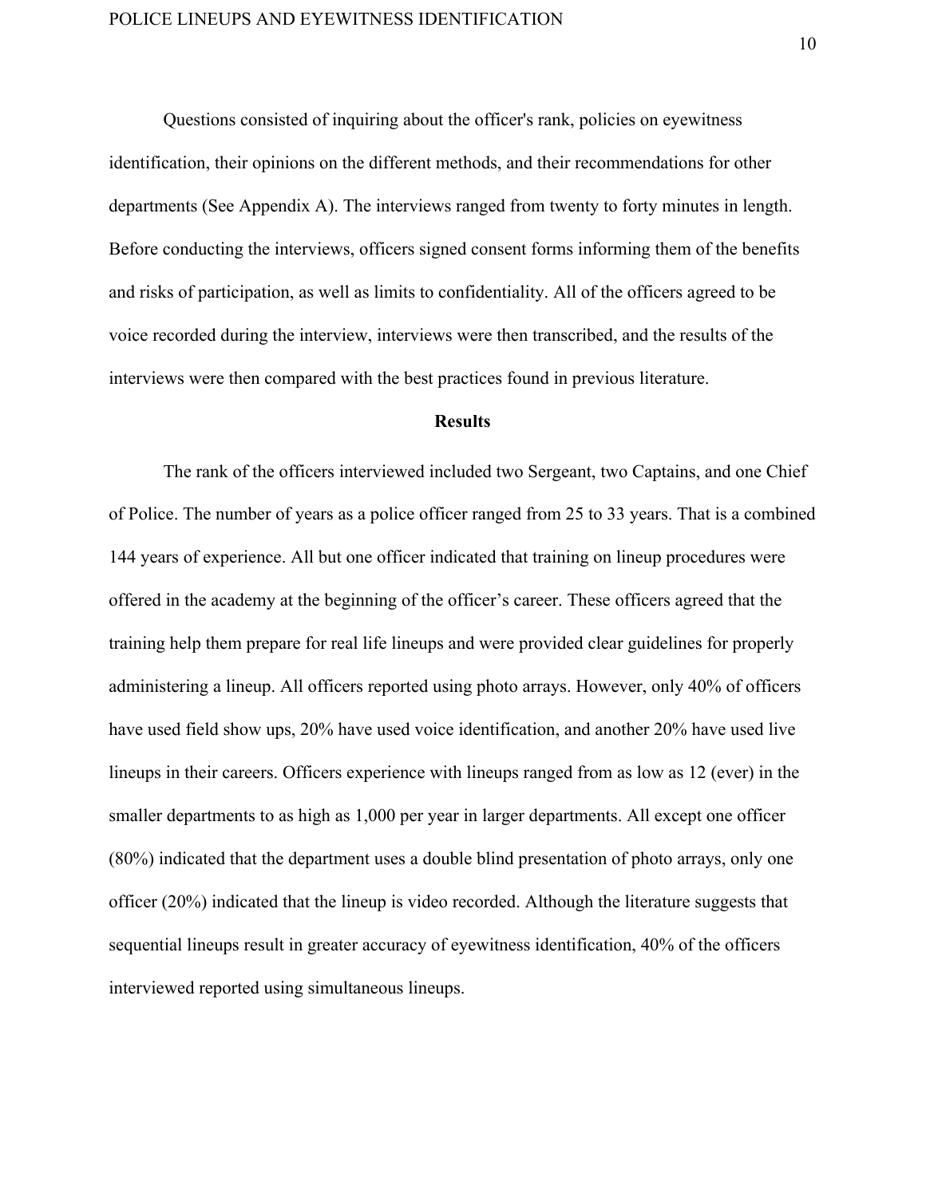Questions consisted of inquiring about the officer's rank, policies on eyewitness identification, their opinions on the different methods, and their recommendations for other departments (See Appendix A). The interviews ranged from twenty to forty minutes in length. Before conducting the interviews, officers signed consent forms informing them of the benefits and risks of participation, as well as limits to confidentiality. All of the officers agreed to be voice recorded during the interview, interviews were then transcribed, and the results of the interviews were then compared with the best practices found in previous literature.

## Results

The rank of the officers interviewed included two Sergeant, two Captains, and one Chief of Police. The number of years as a police officer ranged from 25 to 33 years. That is a combined 144 years of experience. All but one officer indicated that training on lineup procedures were offered in the academy at the beginning of the officer's career. These officers agreed that the training help them prepare for real life lineups and were provided clear guidelines for properly administering a lineup. All officers reported using photo arrays. However, only 40% of officers have used field show ups, 20% have used voice identification, and another 20% have used live lineups in their careers. Officers experience with lineups ranged from as low as 12 (ever) in the smaller departments to as high as 1,000 per year in larger departments. All except one officer (80%) indicated that the department uses a double blind presentation of photo arrays, only one officer (20%) indicated that the lineup is video recorded. Although the literature suggests that sequential lineups result in greater accuracy of eyewitness identification, 40% of the officers interviewed reported using simultaneous lineups.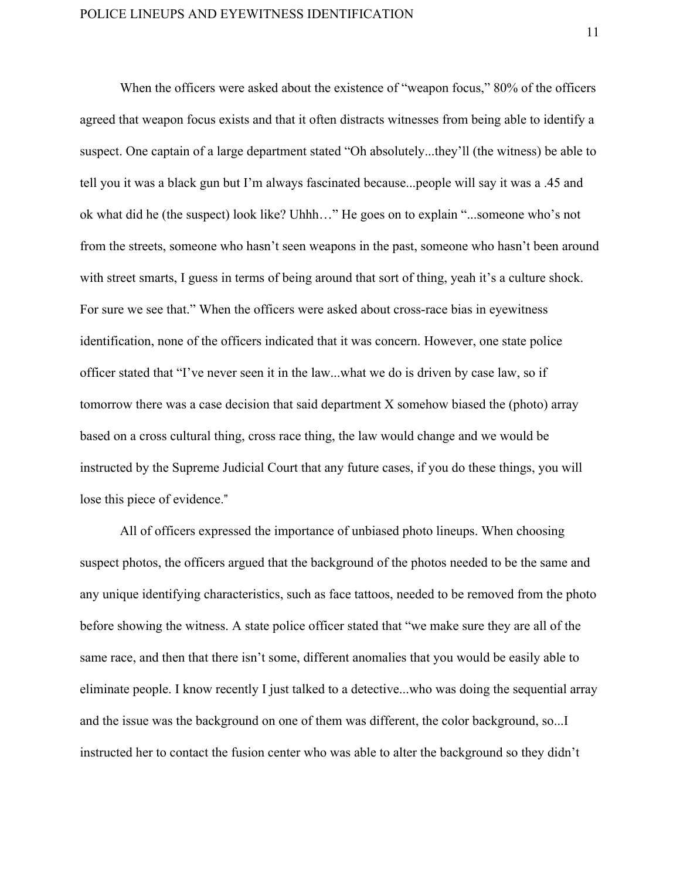When the officers were asked about the existence of “weapon focus,” 80% of the officers agreed that weapon focus exists and that it often distracts witnesses from being able to identify a suspect. One captain of a large department stated “Oh absolutely...they’ll (the witness) be able to tell you it was a black gun but I’m always fascinated because...people will say it was a .45 and ok what did he (the suspect) look like? Uhhh…” He goes on to explain “...someone who’s not from the streets, someone who hasn’t seen weapons in the past, someone who hasn’t been around with street smarts, I guess in terms of being around that sort of thing, yeah it’s a culture shock. For sure we see that.” When the officers were asked about cross-race bias in eyewitness identification, none of the officers indicated that it was concern. However, one state police officer stated that “I’ve never seen it in the law...what we do is driven by case law, so if tomorrow there was a case decision that said department X somehow biased the (photo) array based on a cross cultural thing, cross race thing, the law would change and we would be instructed by the Supreme Judicial Court that any future cases, if you do these things, you will lose this piece of evidence."

All of officers expressed the importance of unbiased photo lineups. When choosing suspect photos, the officers argued that the background of the photos needed to be the same and any unique identifying characteristics, such as face tattoos, needed to be removed from the photo before showing the witness. A state police officer stated that “we make sure they are all of the same race, and then that there isn’t some, different anomalies that you would be easily able to eliminate people. I know recently I just talked to a detective...who was doing the sequential array and the issue was the background on one of them was different, the color background, so...I instructed her to contact the fusion center who was able to alter the background so they didn’t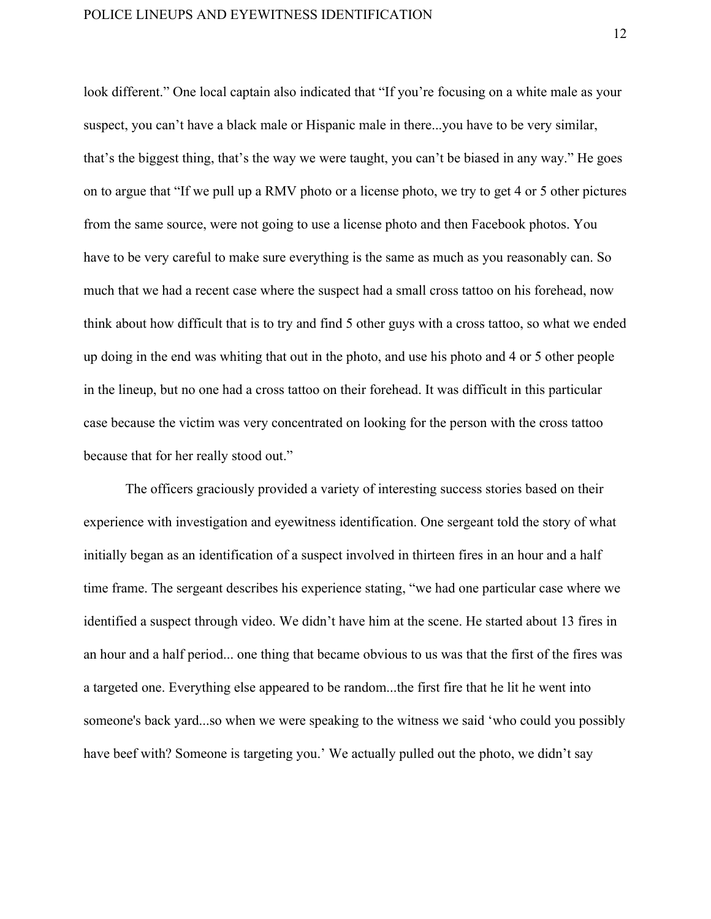look different." One local captain also indicated that "If you're focusing on a white male as your suspect, you can't have a black male or Hispanic male in there...you have to be very similar, that's the biggest thing, that's the way we were taught, you can't be biased in any way." He goes on to argue that "If we pull up a RMV photo or a license photo, we try to get 4 or 5 other pictures from the same source, were not going to use a license photo and then Facebook photos. You have to be very careful to make sure everything is the same as much as you reasonably can. So much that we had a recent case where the suspect had a small cross tattoo on his forehead, now think about how difficult that is to try and find 5 other guys with a cross tattoo, so what we ended up doing in the end was whiting that out in the photo, and use his photo and 4 or 5 other people in the lineup, but no one had a cross tattoo on their forehead. It was difficult in this particular case because the victim was very concentrated on looking for the person with the cross tattoo because that for her really stood out."

The officers graciously provided a variety of interesting success stories based on their experience with investigation and eyewitness identification. One sergeant told the story of what initially began as an identification of a suspect involved in thirteen fires in an hour and a half time frame. The sergeant describes his experience stating, "we had one particular case where we identified a suspect through video. We didn't have him at the scene. He started about 13 fires in an hour and a half period... one thing that became obvious to us was that the first of the fires was a targeted one. Everything else appeared to be random...the first fire that he lit he went into someone's back yard...so when we were speaking to the witness we said 'who could you possibly have beef with? Someone is targeting you.' We actually pulled out the photo, we didn't say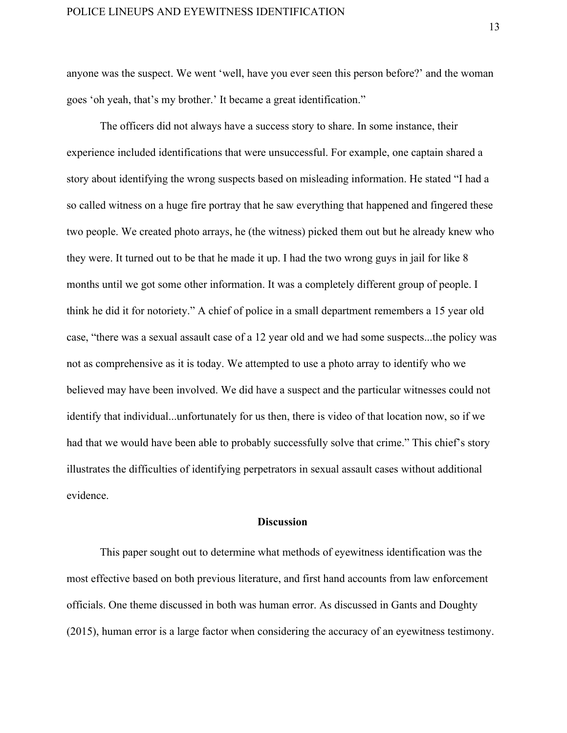anyone was the suspect. We went 'well, have you ever seen this person before?' and the woman goes 'oh yeah, that's my brother.' It became a great identification."

The officers did not always have a success story to share. In some instance, their experience included identifications that were unsuccessful. For example, one captain shared a story about identifying the wrong suspects based on misleading information. He stated "I had a so called witness on a huge fire portray that he saw everything that happened and fingered these two people. We created photo arrays, he (the witness) picked them out but he already knew who they were. It turned out to be that he made it up. I had the two wrong guys in jail for like 8 months until we got some other information. It was a completely different group of people. I think he did it for notoriety." A chief of police in a small department remembers a 15 year old case, "there was a sexual assault case of a 12 year old and we had some suspects...the policy was not as comprehensive as it is today. We attempted to use a photo array to identify who we believed may have been involved. We did have a suspect and the particular witnesses could not identify that individual...unfortunately for us then, there is video of that location now, so if we had that we would have been able to probably successfully solve that crime." This chief's story illustrates the difficulties of identifying perpetrators in sexual assault cases without additional evidence.

## Discussion

This paper sought out to determine what methods of eyewitness identification was the most effective based on both previous literature, and first hand accounts from law enforcement officials. One theme discussed in both was human error. As discussed in Gants and Doughty (2015), human error is a large factor when considering the accuracy of an eyewitness testimony.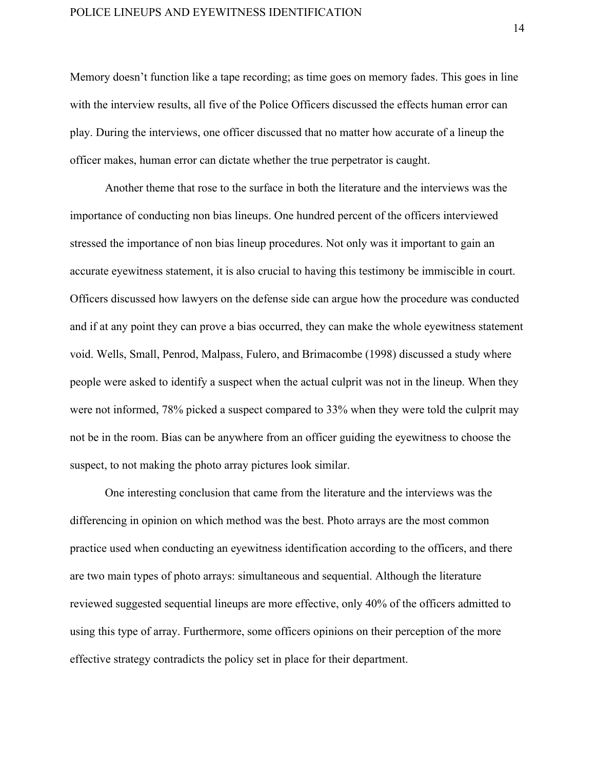Memory doesn't function like a tape recording; as time goes on memory fades. This goes in line with the interview results, all five of the Police Officers discussed the effects human error can play. During the interviews, one officer discussed that no matter how accurate of a lineup the officer makes, human error can dictate whether the true perpetrator is caught.

Another theme that rose to the surface in both the literature and the interviews was the importance of conducting non bias lineups. One hundred percent of the officers interviewed stressed the importance of non bias lineup procedures. Not only was it important to gain an accurate eyewitness statement, it is also crucial to having this testimony be immiscible in court. Officers discussed how lawyers on the defense side can argue how the procedure was conducted and if at any point they can prove a bias occurred, they can make the whole eyewitness statement void. Wells, Small, Penrod, Malpass, Fulero, and Brimacombe (1998) discussed a study where people were asked to identify a suspect when the actual culprit was not in the lineup. When they were not informed, 78% picked a suspect compared to 33% when they were told the culprit may not be in the room. Bias can be anywhere from an officer guiding the eyewitness to choose the suspect, to not making the photo array pictures look similar.

One interesting conclusion that came from the literature and the interviews was the differencing in opinion on which method was the best. Photo arrays are the most common practice used when conducting an eyewitness identification according to the officers, and there are two main types of photo arrays: simultaneous and sequential. Although the literature reviewed suggested sequential lineups are more effective, only 40% of the officers admitted to using this type of array. Furthermore, some officers opinions on their perception of the more effective strategy contradicts the policy set in place for their department.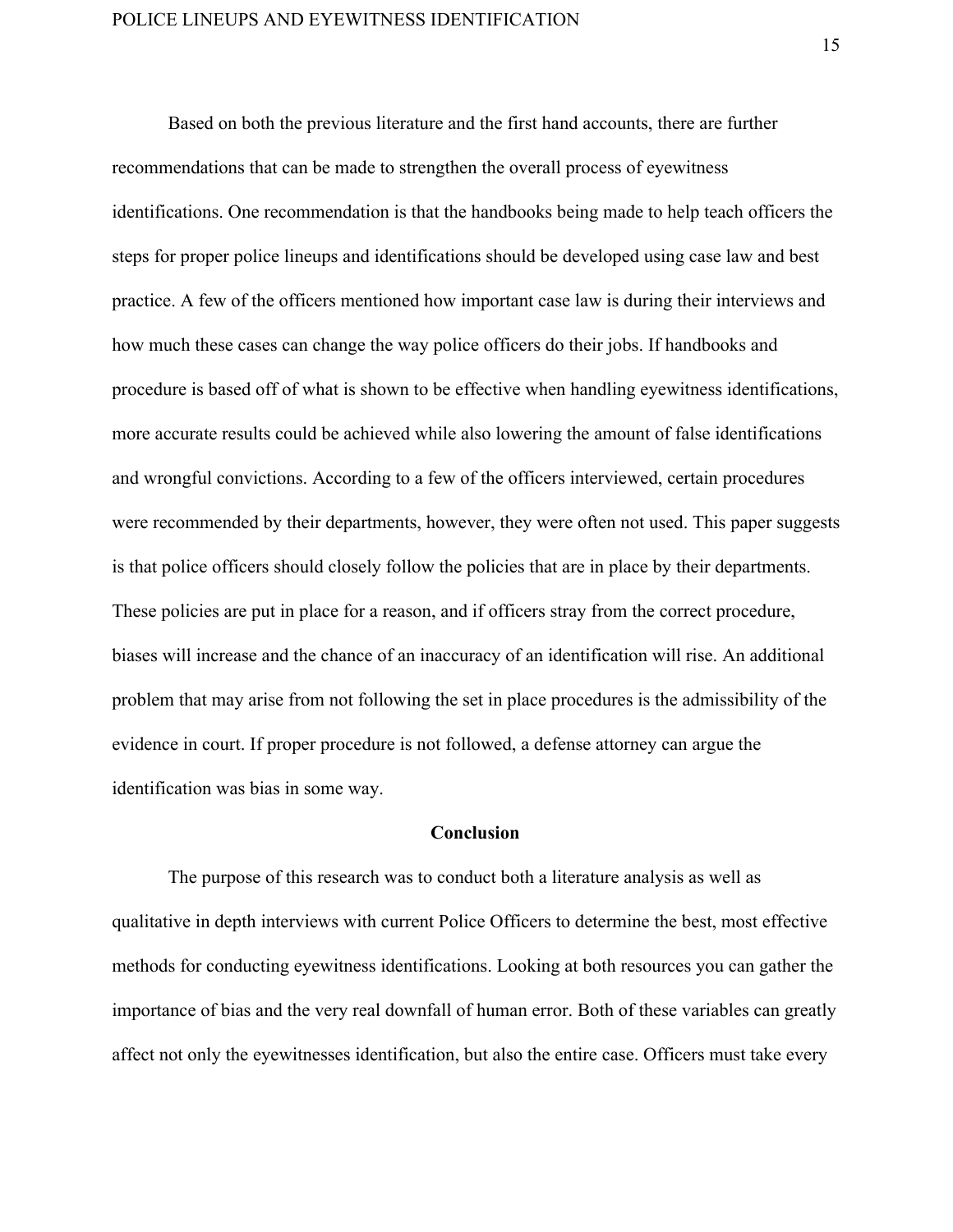Based on both the previous literature and the first hand accounts, there are further recommendations that can be made to strengthen the overall process of eyewitness identifications. One recommendation is that the handbooks being made to help teach officers the steps for proper police lineups and identifications should be developed using case law and best practice. A few of the officers mentioned how important case law is during their interviews and how much these cases can change the way police officers do their jobs. If handbooks and procedure is based off of what is shown to be effective when handling eyewitness identifications, more accurate results could be achieved while also lowering the amount of false identifications and wrongful convictions. According to a few of the officers interviewed, certain procedures were recommended by their departments, however, they were often not used. This paper suggests is that police officers should closely follow the policies that are in place by their departments. These policies are put in place for a reason, and if officers stray from the correct procedure, biases will increase and the chance of an inaccuracy of an identification will rise. An additional problem that may arise from not following the set in place procedures is the admissibility of the evidence in court. If proper procedure is not followed, a defense attorney can argue the identification was bias in some way.

## Conclusion

The purpose of this research was to conduct both a literature analysis as well as qualitative in depth interviews with current Police Officers to determine the best, most effective methods for conducting eyewitness identifications. Looking at both resources you can gather the importance of bias and the very real downfall of human error. Both of these variables can greatly affect not only the eyewitnesses identification, but also the entire case. Officers must take every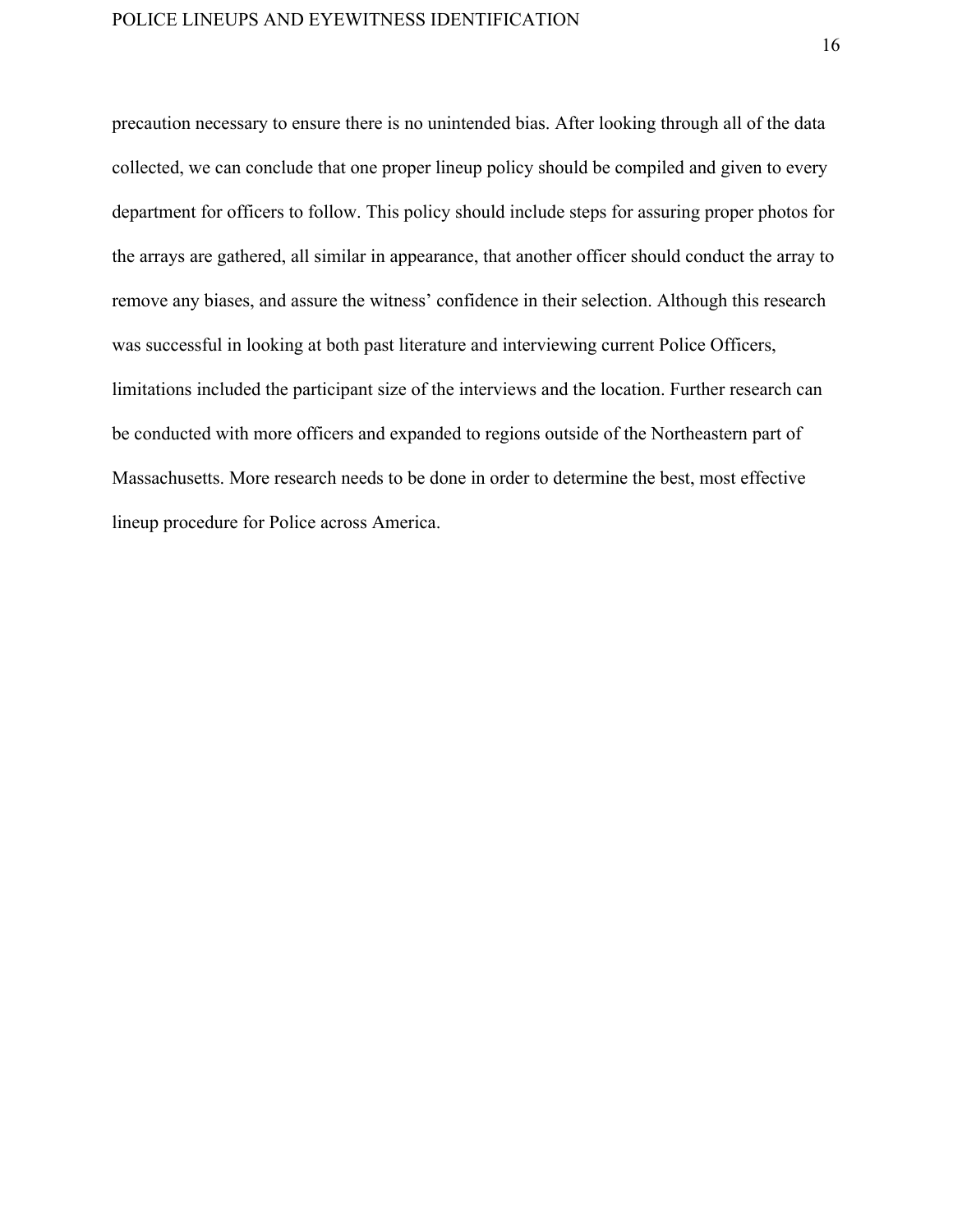precaution necessary to ensure there is no unintended bias. After looking through all of the data collected, we can conclude that one proper lineup policy should be compiled and given to every department for officers to follow. This policy should include steps for assuring proper photos for the arrays are gathered, all similar in appearance, that another officer should conduct the array to remove any biases, and assure the witness' confidence in their selection. Although this research was successful in looking at both past literature and interviewing current Police Officers, limitations included the participant size of the interviews and the location. Further research can be conducted with more officers and expanded to regions outside of the Northeastern part of Massachusetts. More research needs to be done in order to determine the best, most effective lineup procedure for Police across America.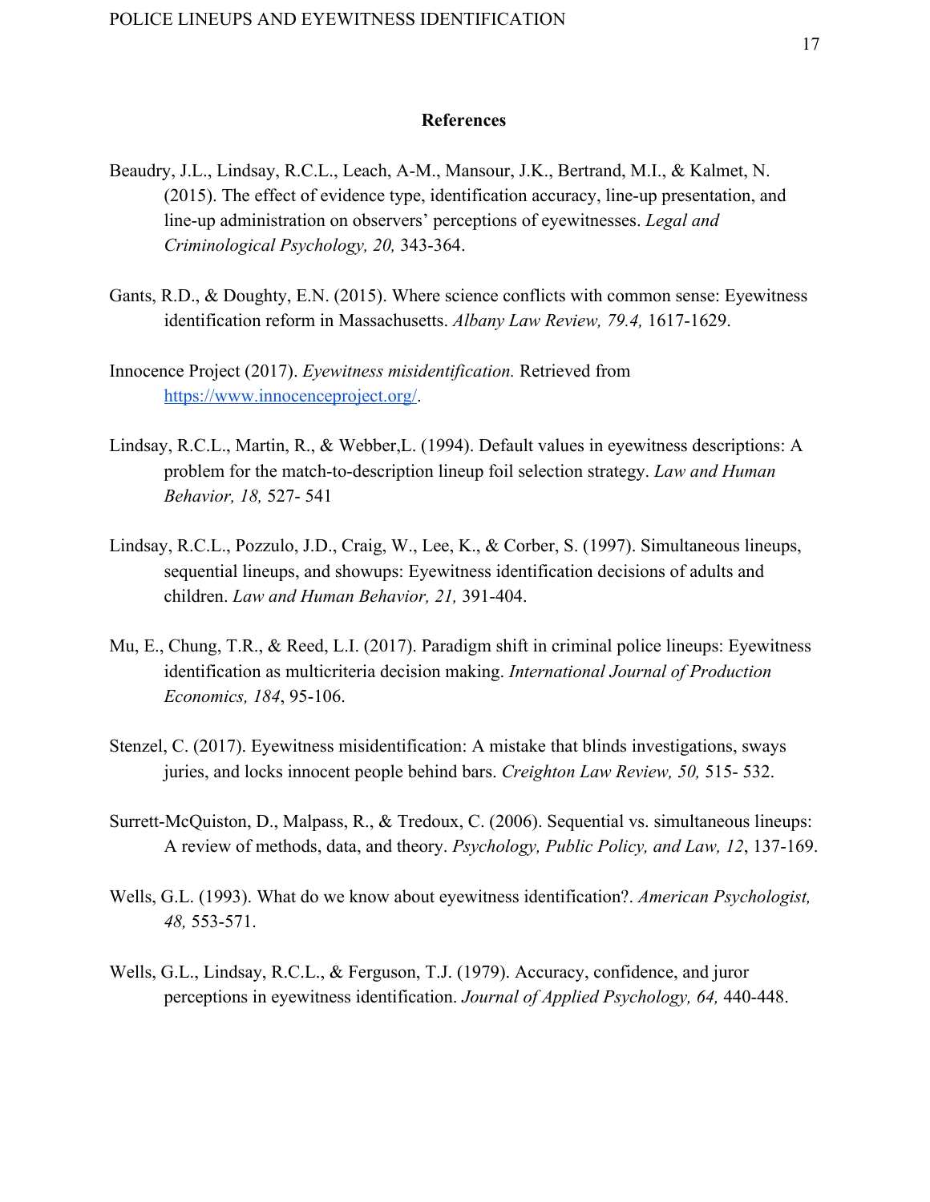## References

Beaudry, J.L., Lindsay, R.C.L., Leach, A-M., Mansour, J.K., Bertrand, M.I., & Kalmet, N. (2015). The effect of evidence type, identification accuracy, line-up presentation, and line-up administration on observers' perceptions of eyewitnesses. *Legal and Criminological Psychology, 20,* 343-364.

Gants, R.D., & Doughty, E.N. (2015). Where science conflicts with common sense: Eyewitness identification reform in Massachusetts. *Albany Law Review, 79.4,* 1617-1629.

Innocence Project (2017). *Eyewitness misidentification.* Retrieved from [https://www.innocenceproject.org/](https://www.innocenceproject.org/).

Lindsay, R.C.L., Martin, R., & Webber,L. (1994). Default values in eyewitness descriptions: A problem for the match-to-description lineup foil selection strategy. *Law and Human Behavior, 18,* 527- 541

Lindsay, R.C.L., Pozzulo, J.D., Craig, W., Lee, K., & Corber, S. (1997). Simultaneous lineups, sequential lineups, and showups: Eyewitness identification decisions of adults and children. *Law and Human Behavior, 21,* 391-404.

Mu, E., Chung, T.R., & Reed, L.I. (2017). Paradigm shift in criminal police lineups: Eyewitness identification as multicriteria decision making. *International Journal of Production Economics, 184*, 95-106.

Stenzel, C. (2017). Eyewitness misidentification: A mistake that blinds investigations, sways juries, and locks innocent people behind bars. *Creighton Law Review, 50,* 515- 532.

Surrett-McQuiston, D., Malpass, R., & Tredoux, C. (2006). Sequential vs. simultaneous lineups: A review of methods, data, and theory. *Psychology, Public Policy, and Law, 12*, 137-169.

Wells, G.L. (1993). What do we know about eyewitness identification?. *American Psychologist, 48,* 553-571.

Wells, G.L., Lindsay, R.C.L., & Ferguson, T.J. (1979). Accuracy, confidence, and juror perceptions in eyewitness identification. *Journal of Applied Psychology, 64,* 440-448.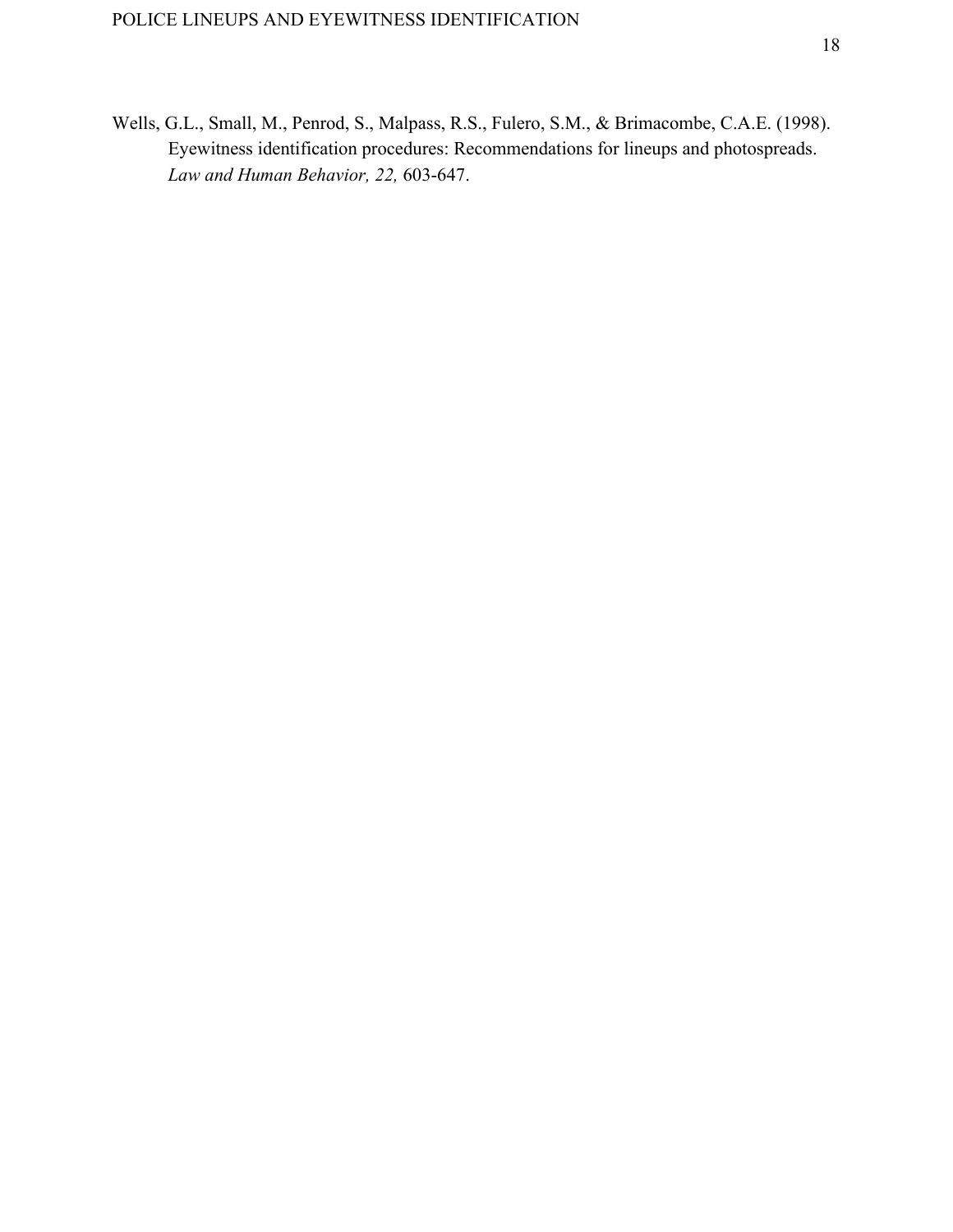Wells, G.L., Small, M., Penrod, S., Malpass, R.S., Fulero, S.M., & Brimacombe, C.A.E. (1998). Eyewitness identification procedures: Recommendations for lineups and photospreads. *Law and Human Behavior, 22,* 603-647.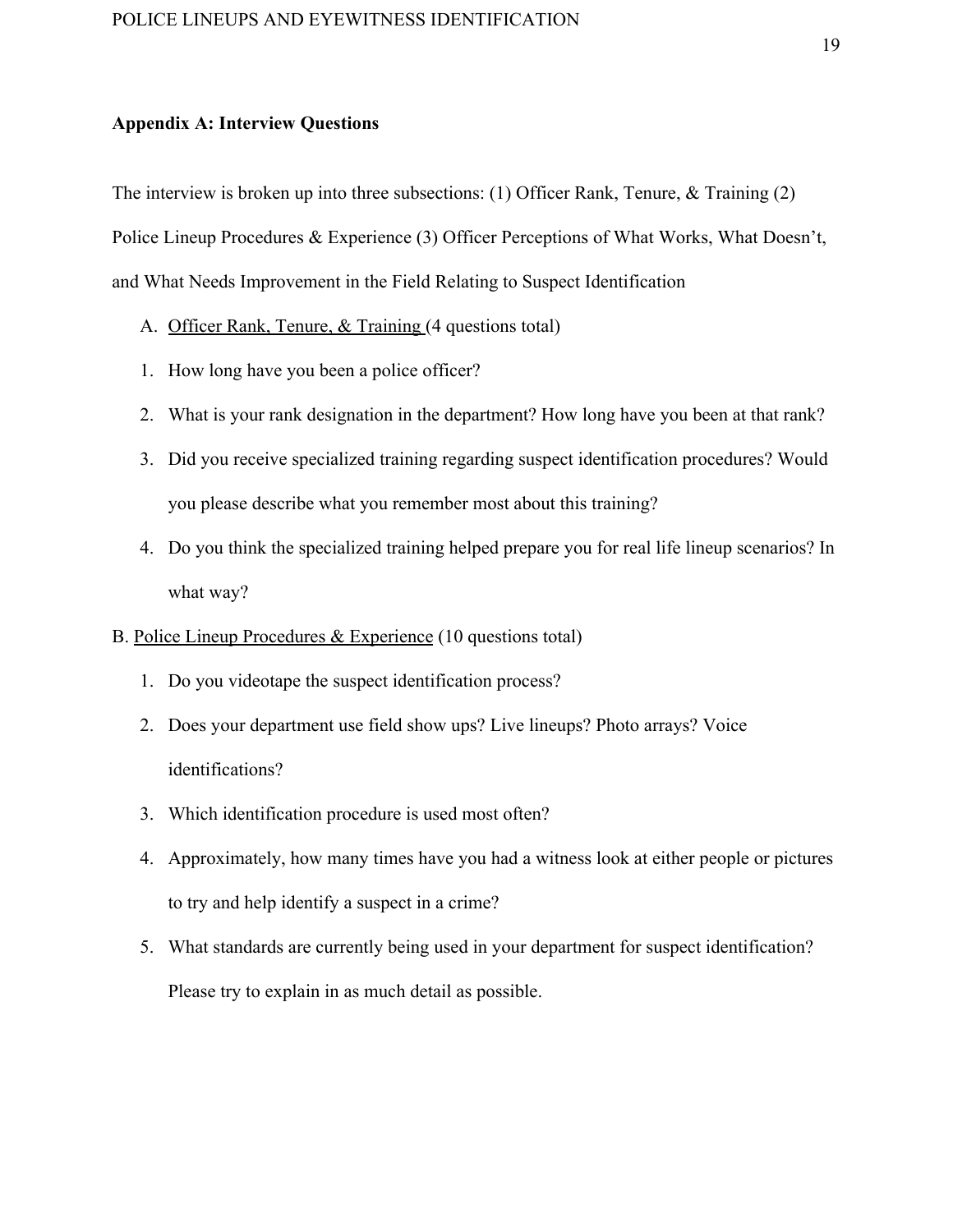**Appendix A: Interview Questions**

The interview is broken up into three subsections: (1) Officer Rank, Tenure, & Training (2) Police Lineup Procedures & Experience (3) Officer Perceptions of What Works, What Doesn't, and What Needs Improvement in the Field Relating to Suspect Identification

A. Officer Rank, Tenure, & Training (4 questions total)

1. How long have you been a police officer?
2. What is your rank designation in the department? How long have you been at that rank?
3. Did you receive specialized training regarding suspect identification procedures? Would you please describe what you remember most about this training?
4. Do you think the specialized training helped prepare you for real life lineup scenarios? In what way?

B. Police Lineup Procedures & Experience (10 questions total)

1. Do you videotape the suspect identification process?
2. Does your department use field show ups? Live lineups? Photo arrays? Voice identifications?
3. Which identification procedure is used most often?
4. Approximately, how many times have you had a witness look at either people or pictures to try and help identify a suspect in a crime?
5. What standards are currently being used in your department for suspect identification? Please try to explain in as much detail as possible.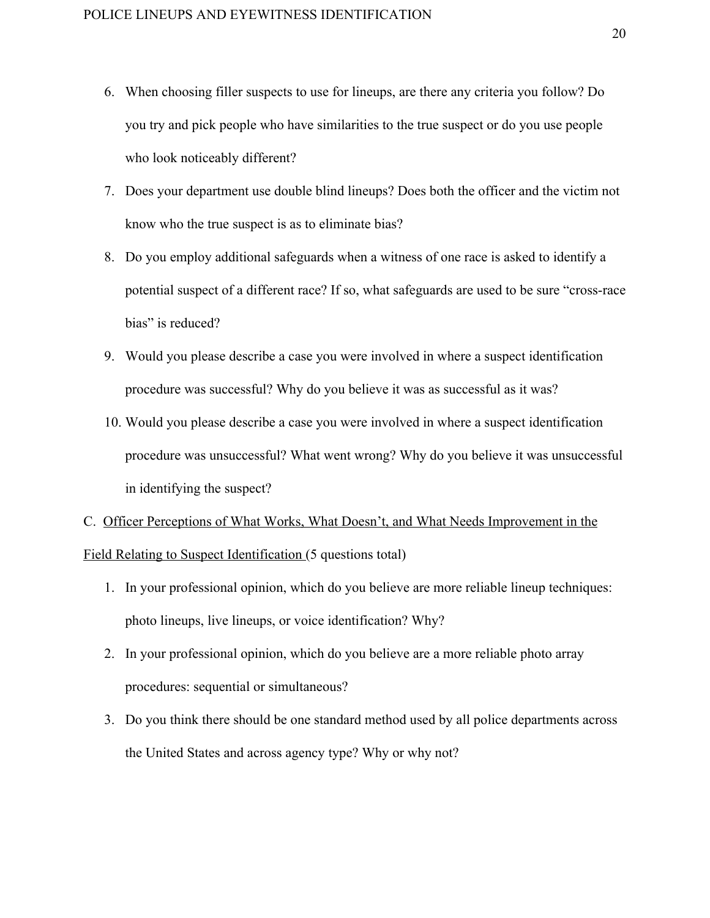6. When choosing filler suspects to use for lineups, are there any criteria you follow? Do you try and pick people who have similarities to the true suspect or do you use people who look noticeably different?
7. Does your department use double blind lineups? Does both the officer and the victim not know who the true suspect is as to eliminate bias?
8. Do you employ additional safeguards when a witness of one race is asked to identify a potential suspect of a different race? If so, what safeguards are used to be sure "cross-race bias" is reduced?
9. Would you please describe a case you were involved in where a suspect identification procedure was successful? Why do you believe it was as successful as it was?
10. Would you please describe a case you were involved in where a suspect identification procedure was unsuccessful? What went wrong? Why do you believe it was unsuccessful in identifying the suspect?

C. <u>Officer Perceptions of What Works, What Doesn't, and What Needs Improvement in the Field Relating to Suspect Identification</u> (5 questions total)

1. In your professional opinion, which do you believe are more reliable lineup techniques: photo lineups, live lineups, or voice identification? Why?
2. In your professional opinion, which do you believe are a more reliable photo array procedures: sequential or simultaneous?
3. Do you think there should be one standard method used by all police departments across the United States and across agency type? Why or why not?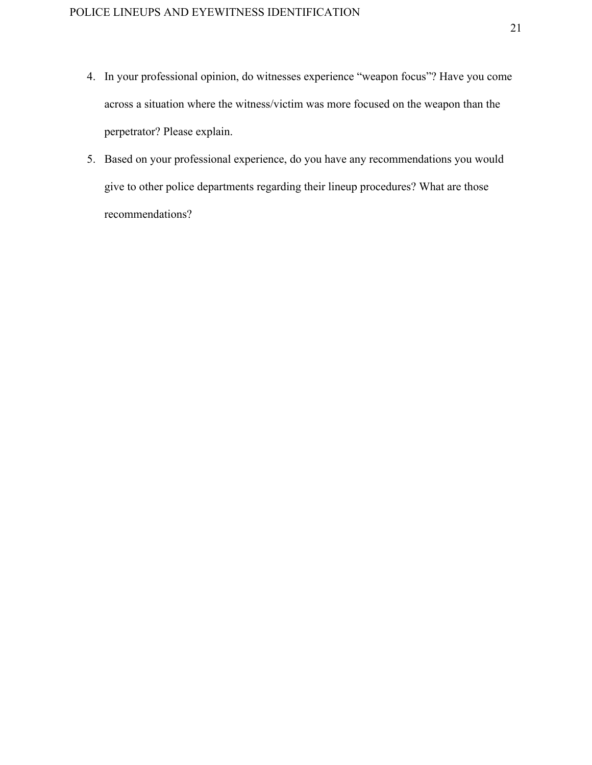4. In your professional opinion, do witnesses experience "weapon focus"? Have you come across a situation where the witness/victim was more focused on the weapon than the perpetrator? Please explain.
5. Based on your professional experience, do you have any recommendations you would give to other police departments regarding their lineup procedures? What are those recommendations?